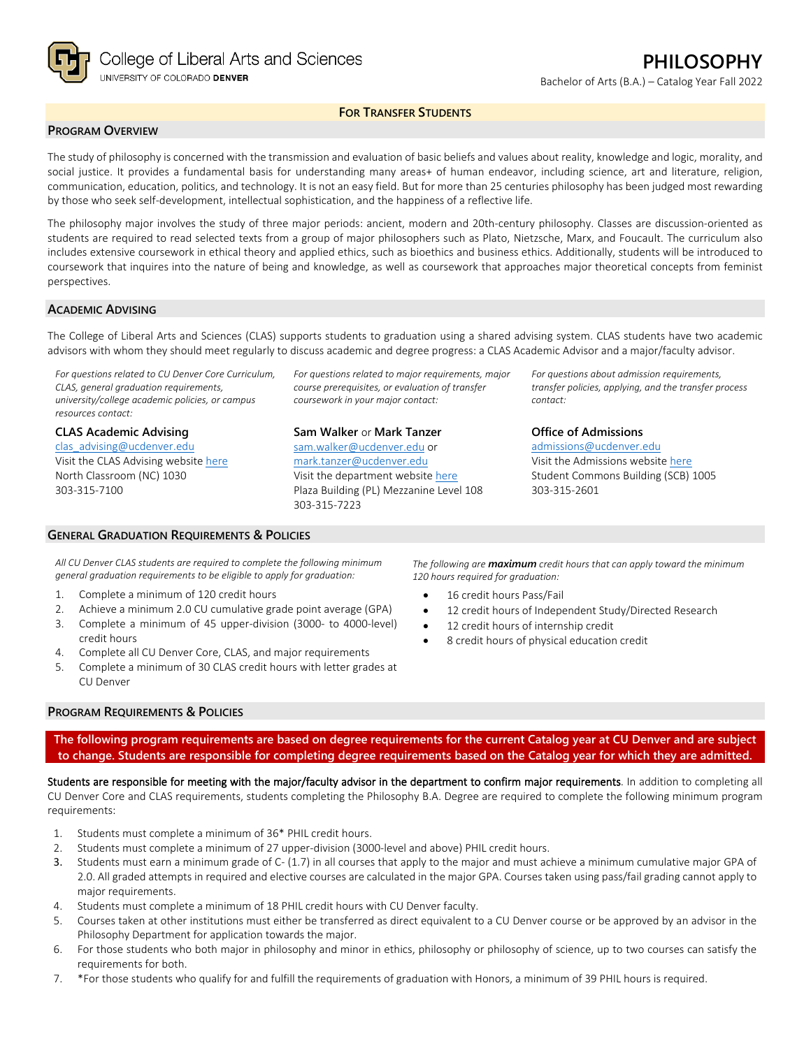College of Liberal Arts and Sciences
UNIVERSITY OF COLORADO DENVER

# PHILOSOPHY

Bachelor of Arts (B.A.) – Catalog Year Fall 2022

**FOR TRANSFER STUDENTS**

## PROGRAM OVERVIEW

The study of philosophy is concerned with the transmission and evaluation of basic beliefs and values about reality, knowledge and logic, morality, and social justice. It provides a fundamental basis for understanding many areas+ of human endeavor, including science, art and literature, religion, communication, education, politics, and technology. It is not an easy field. But for more than 25 centuries philosophy has been judged most rewarding by those who seek self-development, intellectual sophistication, and the happiness of a reflective life.

The philosophy major involves the study of three major periods: ancient, modern and 20th-century philosophy. Classes are discussion-oriented as students are required to read selected texts from a group of major philosophers such as Plato, Nietzsche, Marx, and Foucault. The curriculum also includes extensive coursework in ethical theory and applied ethics, such as bioethics and business ethics. Additionally, students will be introduced to coursework that inquires into the nature of being and knowledge, as well as coursework that approaches major theoretical concepts from feminist perspectives.

## ACADEMIC ADVISING

The College of Liberal Arts and Sciences (CLAS) supports students to graduation using a shared advising system. CLAS students have two academic advisors with whom they should meet regularly to discuss academic and degree progress: a CLAS Academic Advisor and a major/faculty advisor.

*For questions related to CU Denver Core Curriculum, CLAS, general graduation requirements, university/college academic policies, or campus resources contact:*

**CLAS Academic Advising**
clas_advising@ucdenver.edu
Visit the CLAS Advising website here
North Classroom (NC) 1030
303-315-7100

*For questions related to major requirements, major course prerequisites, or evaluation of transfer coursework in your major contact:*

**Sam Walker** or **Mark Tanzer**
sam.walker@ucdenver.edu or
mark.tanzer@ucdenver.edu
Visit the department website here
Plaza Building (PL) Mezzanine Level 108
303-315-7223

*For questions about admission requirements, transfer policies, applying, and the transfer process contact:*

**Office of Admissions**
admissions@ucdenver.edu
Visit the Admissions website here
Student Commons Building (SCB) 1005
303-315-2601

## GENERAL GRADUATION REQUIREMENTS & POLICIES

*All CU Denver CLAS students are required to complete the following minimum general graduation requirements to be eligible to apply for graduation:*

1. Complete a minimum of 120 credit hours
2. Achieve a minimum 2.0 CU cumulative grade point average (GPA)
3. Complete a minimum of 45 upper-division (3000- to 4000-level) credit hours
4. Complete all CU Denver Core, CLAS, and major requirements
5. Complete a minimum of 30 CLAS credit hours with letter grades at CU Denver

*The following are **maximum** credit hours that can apply toward the minimum 120 hours required for graduation:*

- 16 credit hours Pass/Fail
- 12 credit hours of Independent Study/Directed Research
- 12 credit hours of internship credit
- 8 credit hours of physical education credit

## PROGRAM REQUIREMENTS & POLICIES

**The following program requirements are based on degree requirements for the current Catalog year at CU Denver and are subject to change. Students are responsible for completing degree requirements based on the Catalog year for which they are admitted.**

Students are responsible for meeting with the major/faculty advisor in the department to confirm major requirements. In addition to completing all CU Denver Core and CLAS requirements, students completing the Philosophy B.A. Degree are required to complete the following minimum program requirements:

1. Students must complete a minimum of 36* PHIL credit hours.
2. Students must complete a minimum of 27 upper-division (3000-level and above) PHIL credit hours.
3. Students must earn a minimum grade of C- (1.7) in all courses that apply to the major and must achieve a minimum cumulative major GPA of 2.0. All graded attempts in required and elective courses are calculated in the major GPA. Courses taken using pass/fail grading cannot apply to major requirements.
4. Students must complete a minimum of 18 PHIL credit hours with CU Denver faculty.
5. Courses taken at other institutions must either be transferred as direct equivalent to a CU Denver course or be approved by an advisor in the Philosophy Department for application towards the major.
6. For those students who both major in philosophy and minor in ethics, philosophy or philosophy of science, up to two courses can satisfy the requirements for both.
7. *For those students who qualify for and fulfill the requirements of graduation with Honors, a minimum of 39 PHIL hours is required.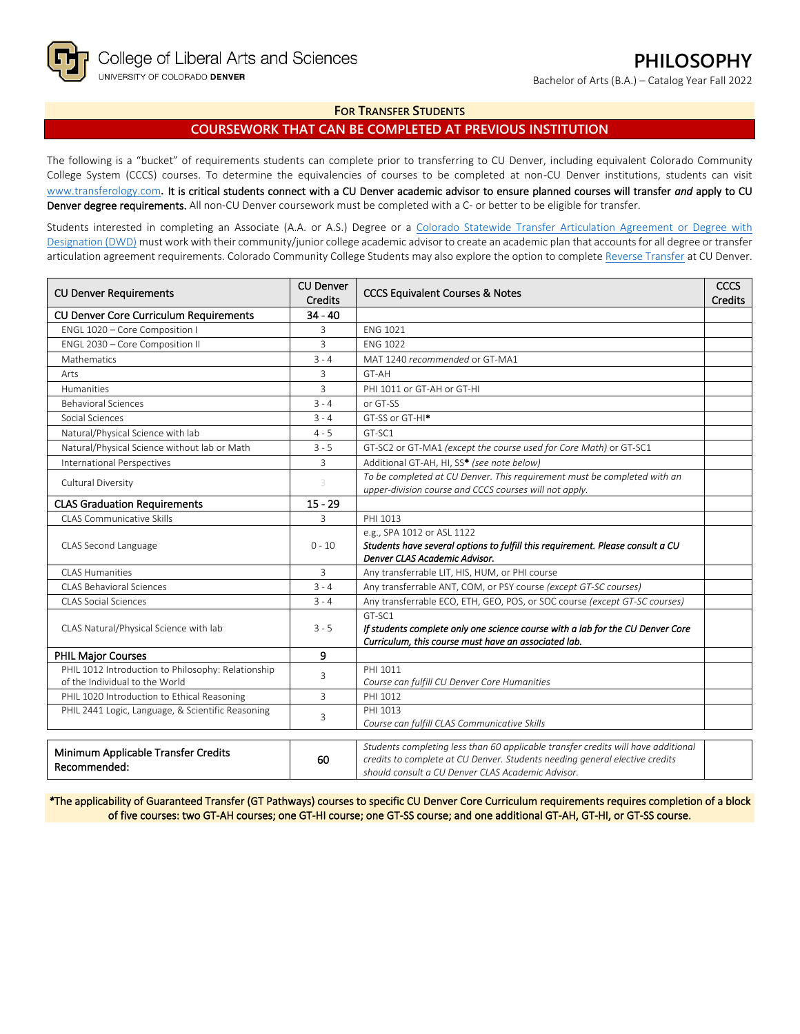College of Liberal Arts and Sciences
UNIVERSITY OF COLORADO DENVER

# PHILOSOPHY

Bachelor of Arts (B.A.) – Catalog Year Fall 2022

## FOR TRANSFER STUDENTS

## COURSEWORK THAT CAN BE COMPLETED AT PREVIOUS INSTITUTION

The following is a "bucket" of requirements students can complete prior to transferring to CU Denver, including equivalent Colorado Community College System (CCCS) courses. To determine the equivalencies of courses to be completed at non-CU Denver institutions, students can visit www.transferology.com. **It is critical students connect with a CU Denver academic advisor to ensure planned courses will transfer *and* apply to CU Denver degree requirements.** All non-CU Denver coursework must be completed with a C- or better to be eligible for transfer.

Students interested in completing an Associate (A.A. or A.S.) Degree or a Colorado Statewide Transfer Articulation Agreement or Degree with Designation (DWD) must work with their community/junior college academic advisor to create an academic plan that accounts for all degree or transfer articulation agreement requirements. Colorado Community College Students may also explore the option to complete Reverse Transfer at CU Denver.

| CU Denver Requirements | CU Denver Credits | CCCS Equivalent Courses & Notes | CCCS Credits |
|---|---|---|---|
| **CU Denver Core Curriculum Requirements** | **34 - 40** | | |
| ENGL 1020 – Core Composition I | 3 | ENG 1021 | |
| ENGL 2030 – Core Composition II | 3 | ENG 1022 | |
| Mathematics | 3 - 4 | MAT 1240 *recommended* or GT-MA1 | |
| Arts | 3 | GT-AH | |
| Humanities | 3 | PHI 1011 or GT-AH or GT-HI | |
| Behavioral Sciences | 3 - 4 | or GT-SS | |
| Social Sciences | 3 - 4 | GT-SS or GT-HI* | |
| Natural/Physical Science with lab | 4 - 5 | GT-SC1 | |
| Natural/Physical Science without lab or Math | 3 - 5 | GT-SC2 or GT-MA1 *(except the course used for Core Math)* or GT-SC1 | |
| International Perspectives | 3 | Additional GT-AH, HI, SS* *(see note below)* | |
| Cultural Diversity | 3 | *To be completed at CU Denver. This requirement must be completed with an upper-division course and CCCS courses will not apply.* | |
| **CLAS Graduation Requirements** | **15 - 29** | | |
| CLAS Communicative Skills | 3 | PHI 1013 | |
| CLAS Second Language | 0 - 10 | e.g., SPA 1012 or ASL 1122<br>***Students have several options to fulfill this requirement. Please consult a CU Denver CLAS Academic Advisor.*** | |
| CLAS Humanities | 3 | Any transferrable LIT, HIS, HUM, or PHI course | |
| CLAS Behavioral Sciences | 3 - 4 | Any transferrable ANT, COM, or PSY course *(except GT-SC courses)* | |
| CLAS Social Sciences | 3 - 4 | Any transferrable ECO, ETH, GEO, POS, or SOC course *(except GT-SC courses)* | |
| CLAS Natural/Physical Science with lab | 3 - 5 | GT-SC1<br>***If students complete only one science course with a lab for the CU Denver Core Curriculum, this course must have an associated lab.*** | |
| **PHIL Major Courses** | **9** | | |
| PHIL 1012 Introduction to Philosophy: Relationship of the Individual to the World | 3 | PHI 1011<br>*Course can fulfill CU Denver Core Humanities* | |
| PHIL 1020 Introduction to Ethical Reasoning | 3 | PHI 1012 | |
| PHIL 2441 Logic, Language, & Scientific Reasoning | 3 | PHI 1013<br>*Course can fulfill CLAS Communicative Skills* | |

| | | | |
|---|---|---|---|
| **Minimum Applicable Transfer Credits Recommended:** | **60** | *Students completing less than 60 applicable transfer credits will have additional credits to complete at CU Denver. Students needing general elective credits should consult a CU Denver CLAS Academic Advisor.* | |

*The applicability of Guaranteed Transfer (GT Pathways) courses to specific CU Denver Core Curriculum requirements requires completion of a block of five courses: two GT-AH courses; one GT-HI course; one GT-SS course; and one additional GT-AH, GT-HI, or GT-SS course.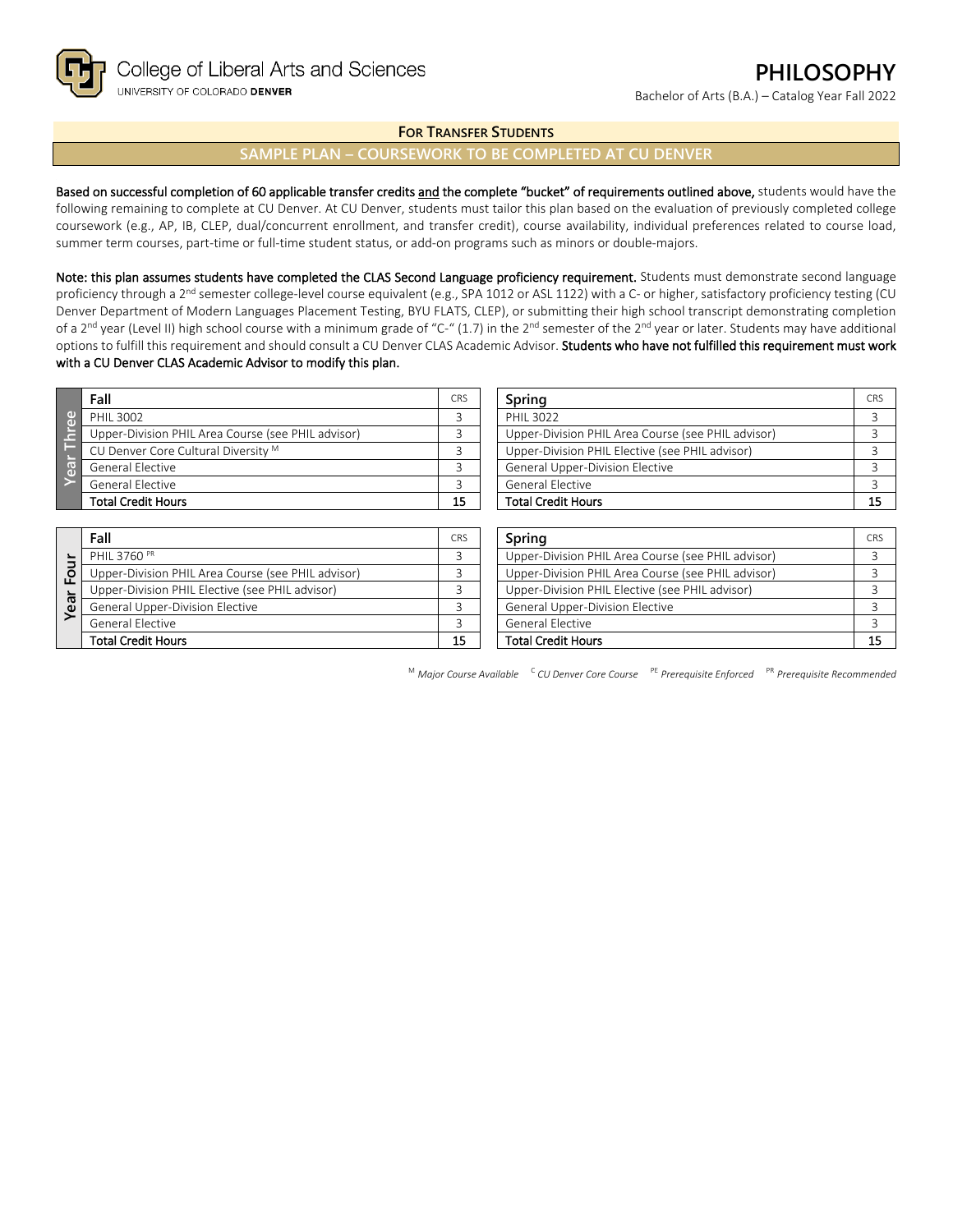# PHILOSOPHY

Bachelor of Arts (B.A.) – Catalog Year Fall 2022

College of Liberal Arts and Sciences
UNIVERSITY OF COLORADO DENVER

## FOR TRANSFER STUDENTS

## SAMPLE PLAN – COURSEWORK TO BE COMPLETED AT CU DENVER

**Based on successful completion of 60 applicable transfer credits and the complete "bucket" of requirements outlined above,** students would have the following remaining to complete at CU Denver. At CU Denver, students must tailor this plan based on the evaluation of previously completed college coursework (e.g., AP, IB, CLEP, dual/concurrent enrollment, and transfer credit), course availability, individual preferences related to course load, summer term courses, part-time or full-time student status, or add-on programs such as minors or double-majors.

**Note: this plan assumes students have completed the CLAS Second Language proficiency requirement.** Students must demonstrate second language proficiency through a 2nd semester college-level course equivalent (e.g., SPA 1012 or ASL 1122) with a C- or higher, satisfactory proficiency testing (CU Denver Department of Modern Languages Placement Testing, BYU FLATS, CLEP), or submitting their high school transcript demonstrating completion of a 2nd year (Level II) high school course with a minimum grade of "C-" (1.7) in the 2nd semester of the 2nd year or later. Students may have additional options to fulfill this requirement and should consult a CU Denver CLAS Academic Advisor. **Students who have not fulfilled this requirement must work with a CU Denver CLAS Academic Advisor to modify this plan.**

### Year Three

| Fall | CRS |
|---|---|
| PHIL 3002 | 3 |
| Upper-Division PHIL Area Course (see PHIL advisor) | 3 |
| CU Denver Core Cultural Diversity [M] | 3 |
| General Elective | 3 |
| General Elective | 3 |
| **Total Credit Hours** | **15** |

| Spring | CRS |
|---|---|
| PHIL 3022 | 3 |
| Upper-Division PHIL Area Course (see PHIL advisor) | 3 |
| Upper-Division PHIL Elective (see PHIL advisor) | 3 |
| General Upper-Division Elective | 3 |
| General Elective | 3 |
| **Total Credit Hours** | **15** |

### Year Four

| Fall | CRS |
|---|---|
| PHIL 3760 [PR] | 3 |
| Upper-Division PHIL Area Course (see PHIL advisor) | 3 |
| Upper-Division PHIL Elective (see PHIL advisor) | 3 |
| General Upper-Division Elective | 3 |
| General Elective | 3 |
| **Total Credit Hours** | **15** |

| Spring | CRS |
|---|---|
| Upper-Division PHIL Area Course (see PHIL advisor) | 3 |
| Upper-Division PHIL Area Course (see PHIL advisor) | 3 |
| Upper-Division PHIL Elective (see PHIL advisor) | 3 |
| General Upper-Division Elective | 3 |
| General Elective | 3 |
| **Total Credit Hours** | **15** |

[M] *Major Course Available* [C] *CU Denver Core Course* [PE] *Prerequisite Enforced* [PR] *Prerequisite Recommended*